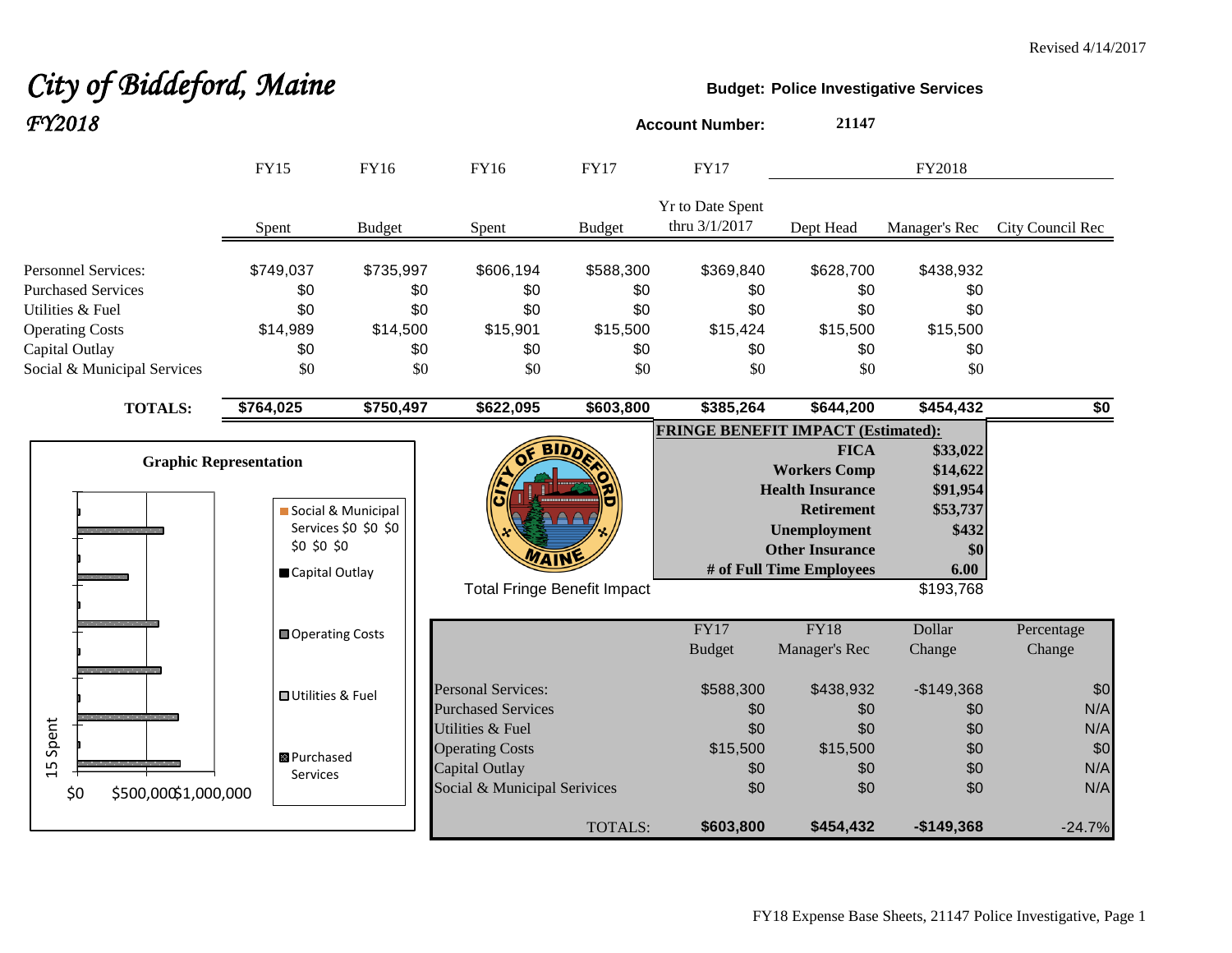Revised 4/14/2017

# City of Biddeford, Maine
## FY2018

**Budget: Police Investigative Services**

**Account Number:** 21147

| | FY15 | FY16 | FY16 | FY17 | FY17 | FY2018 | | |
|---|---|---|---|---|---|---|---|---|
| | Spent | Budget | Spent | Budget | Yr to Date Spent thru 3/1/2017 | Dept Head | Manager's Rec | City Council Rec |
| Personnel Services: | $749,037 | $735,997 | $606,194 | $588,300 | $369,840 | $628,700 | $438,932 | |
| Purchased Services | $0 | $0 | $0 | $0 | $0 | $0 | $0 | |
| Utilities & Fuel | $0 | $0 | $0 | $0 | $0 | $0 | $0 | |
| Operating Costs | $14,989 | $14,500 | $15,901 | $15,500 | $15,424 | $15,500 | $15,500 | |
| Capital Outlay | $0 | $0 | $0 | $0 | $0 | $0 | $0 | |
| Social & Municipal Services | $0 | $0 | $0 | $0 | $0 | $0 | $0 | |
| **TOTALS:** | **$764,025** | **$750,497** | **$622,095** | **$603,800** | **$385,264** | **$644,200** | **$454,432** | **$0** |

**FRINGE BENEFIT IMPACT (Estimated):**

| | |
|---|---|
| **FICA** | **$33,022** |
| **Workers Comp** | **$14,622** |
| **Health Insurance** | **$91,954** |
| **Retirement** | **$53,737** |
| **Unemployment** | **$432** |
| **Other Insurance** | **$0** |
| **# of Full Time Employees** | **6.00** |
| Total Fringe Benefit Impact | $193,768 |

**Graphic Representation**

Social & Municipal Services $0 $0 $0 $0 $0 $0
Capital Outlay
Operating Costs
Utilities & Fuel
Purchased Services
15 Spent
$0 $500,000 $1,000,000

| | FY17 Budget | FY18 Manager's Rec | Dollar Change | Percentage Change |
|---|---|---|---|---|
| Personal Services: | $588,300 | $438,932 | -$149,368 | $0 |
| Purchased Services | $0 | $0 | $0 | N/A |
| Utilities & Fuel | $0 | $0 | $0 | N/A |
| Operating Costs | $15,500 | $15,500 | $0 | $0 |
| Capital Outlay | $0 | $0 | $0 | N/A |
| Social & Municipal Serivices | $0 | $0 | $0 | N/A |
| TOTALS: | **$603,800** | **$454,432** | **-$149,368** | -24.7% |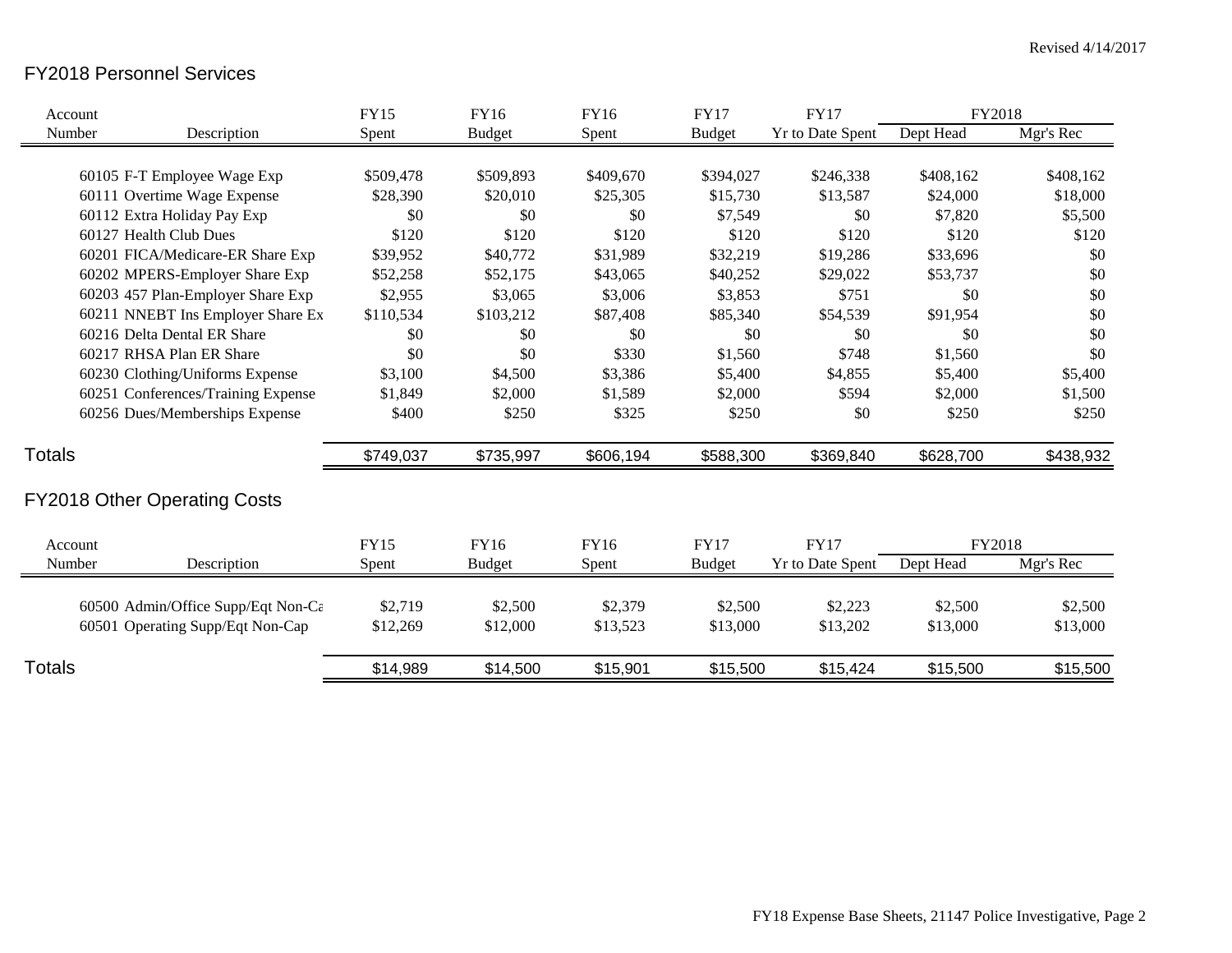Revised 4/14/2017

## FY2018 Personnel Services

| Account Number | Description | FY15 Spent | FY16 Budget | FY16 Spent | FY17 Budget | FY17 Yr to Date Spent | FY2018 Dept Head | FY2018 Mgr's Rec |
|---|---|---|---|---|---|---|---|---|
| 60105 | F-T Employee Wage Exp | $509,478 | $509,893 | $409,670 | $394,027 | $246,338 | $408,162 | $408,162 |
| 60111 | Overtime Wage Expense | $28,390 | $20,010 | $25,305 | $15,730 | $13,587 | $24,000 | $18,000 |
| 60112 | Extra Holiday Pay Exp | $0 | $0 | $0 | $7,549 | $0 | $7,820 | $5,500 |
| 60127 | Health Club Dues | $120 | $120 | $120 | $120 | $120 | $120 | $120 |
| 60201 | FICA/Medicare-ER Share Exp | $39,952 | $40,772 | $31,989 | $32,219 | $19,286 | $33,696 | $0 |
| 60202 | MPERS-Employer Share Exp | $52,258 | $52,175 | $43,065 | $40,252 | $29,022 | $53,737 | $0 |
| 60203 | 457 Plan-Employer Share Exp | $2,955 | $3,065 | $3,006 | $3,853 | $751 | $0 | $0 |
| 60211 | NNEBT Ins Employer Share Ex | $110,534 | $103,212 | $87,408 | $85,340 | $54,539 | $91,954 | $0 |
| 60216 | Delta Dental ER Share | $0 | $0 | $0 | $0 | $0 | $0 | $0 |
| 60217 | RHSA Plan ER Share | $0 | $0 | $330 | $1,560 | $748 | $1,560 | $0 |
| 60230 | Clothing/Uniforms Expense | $3,100 | $4,500 | $3,386 | $5,400 | $4,855 | $5,400 | $5,400 |
| 60251 | Conferences/Training Expense | $1,849 | $2,000 | $1,589 | $2,000 | $594 | $2,000 | $1,500 |
| 60256 | Dues/Memberships Expense | $400 | $250 | $325 | $250 | $0 | $250 | $250 |
| **Totals** | | $749,037 | $735,997 | $606,194 | $588,300 | $369,840 | $628,700 | $438,932 |

## FY2018 Other Operating Costs

| Account Number | Description | FY15 Spent | FY16 Budget | FY16 Spent | FY17 Budget | FY17 Yr to Date Spent | FY2018 Dept Head | FY2018 Mgr's Rec |
|---|---|---|---|---|---|---|---|---|
| 60500 | Admin/Office Supp/Eqt Non-Ca | $2,719 | $2,500 | $2,379 | $2,500 | $2,223 | $2,500 | $2,500 |
| 60501 | Operating Supp/Eqt Non-Cap | $12,269 | $12,000 | $13,523 | $13,000 | $13,202 | $13,000 | $13,000 |
| **Totals** | | $14,989 | $14,500 | $15,901 | $15,500 | $15,424 | $15,500 | $15,500 |

FY18 Expense Base Sheets, 21147 Police Investigative, Page 2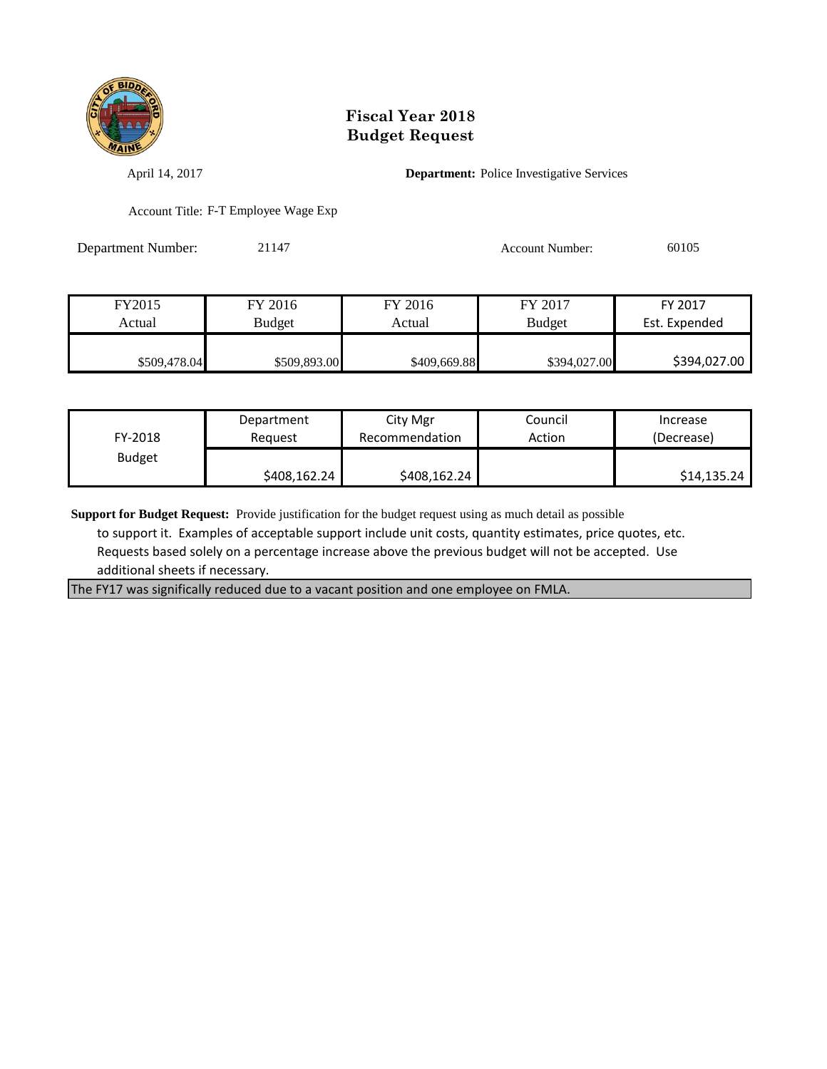# Fiscal Year 2018
# Budget Request

April 14, 2017

**Department:** Police Investigative Services

Account Title: F-T Employee Wage Exp

Department Number: 21147

Account Number: 60105

| FY2015 Actual | FY 2016 Budget | FY 2016 Actual | FY 2017 Budget | FY 2017 Est. Expended |
|---|---|---|---|---|
| $509,478.04 | $509,893.00 | $409,669.88 | $394,027.00 | $394,027.00 |

| FY-2018 Budget | Department Request | City Mgr Recommendation | Council Action | Increase (Decrease) |
|---|---|---|---|---|
| | $408,162.24 | $408,162.24 | | $14,135.24 |

**Support for Budget Request:** Provide justification for the budget request using as much detail as possible to support it. Examples of acceptable support include unit costs, quantity estimates, price quotes, etc. Requests based solely on a percentage increase above the previous budget will not be accepted. Use additional sheets if necessary.

The FY17 was significally reduced due to a vacant position and one employee on FMLA.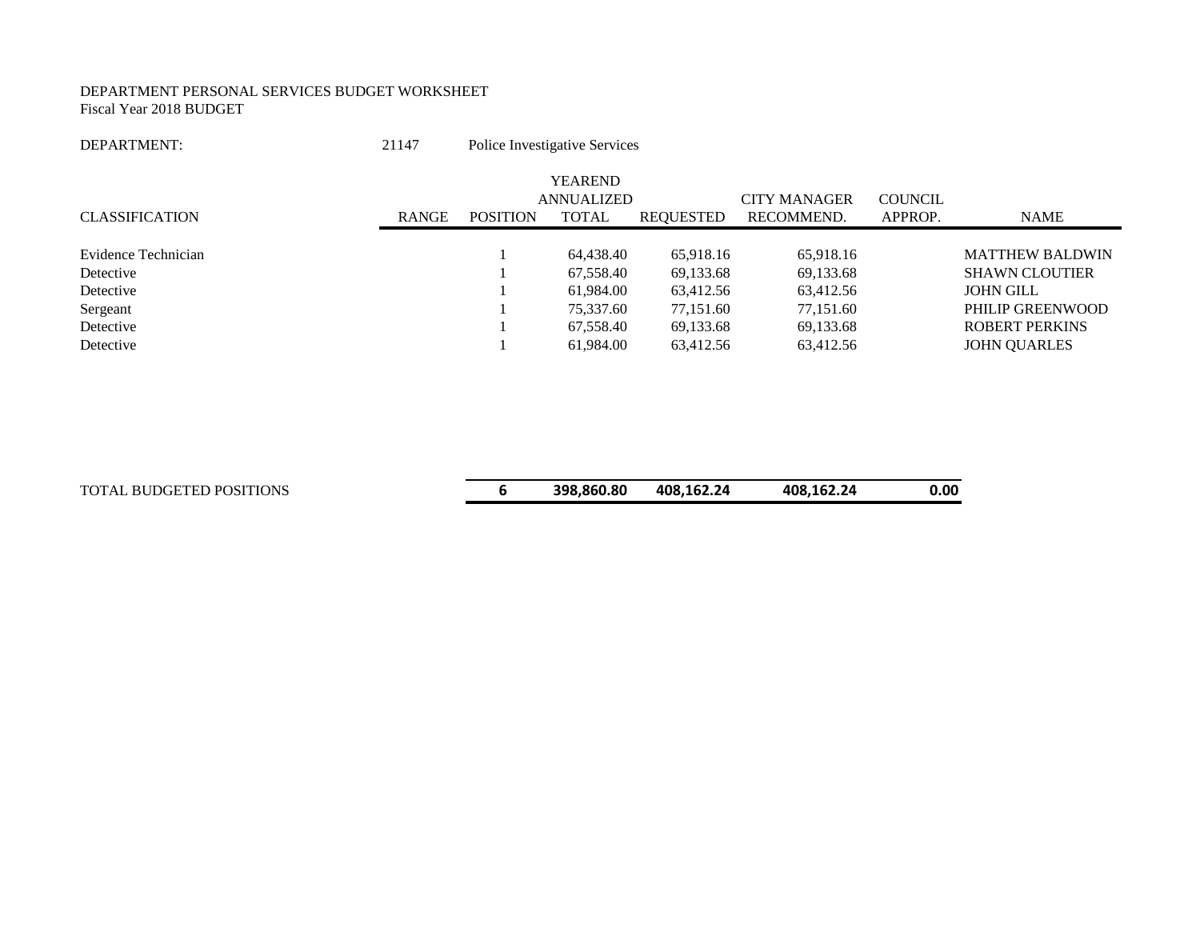DEPARTMENT PERSONAL SERVICES BUDGET WORKSHEET
Fiscal Year 2018 BUDGET

DEPARTMENT: 21147 Police Investigative Services

| CLASSIFICATION | RANGE | POSITION | YEAREND ANNUALIZED TOTAL | REQUESTED | CITY MANAGER RECOMMEND. | COUNCIL APPROP. | NAME |
|---|---|---|---|---|---|---|---|
| Evidence Technician | | 1 | 64,438.40 | 65,918.16 | 65,918.16 | | MATTHEW BALDWIN |
| Detective | | 1 | 67,558.40 | 69,133.68 | 69,133.68 | | SHAWN CLOUTIER |
| Detective | | 1 | 61,984.00 | 63,412.56 | 63,412.56 | | JOHN GILL |
| Sergeant | | 1 | 75,337.60 | 77,151.60 | 77,151.60 | | PHILIP GREENWOOD |
| Detective | | 1 | 67,558.40 | 69,133.68 | 69,133.68 | | ROBERT PERKINS |
| Detective | | 1 | 61,984.00 | 63,412.56 | 63,412.56 | | JOHN QUARLES |
| TOTAL BUDGETED POSITIONS | | **6** | **398,860.80** | **408,162.24** | **408,162.24** | **0.00** | |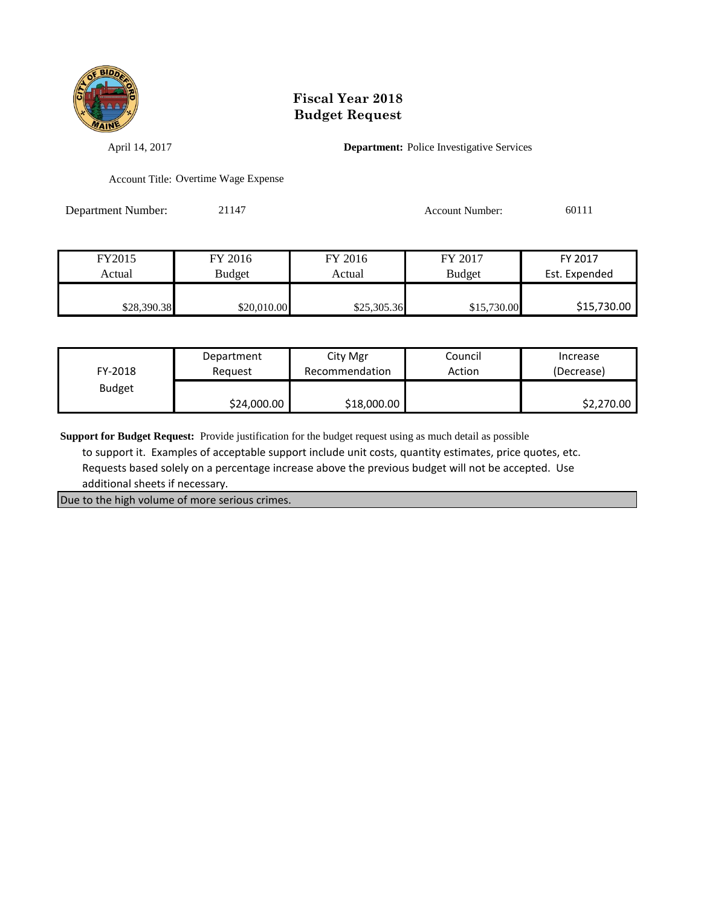# Fiscal Year 2018
# Budget Request

April 14, 2017

**Department:** Police Investigative Services

Account Title: Overtime Wage Expense

Department Number: 21147

Account Number: 60111

| FY2015 Actual | FY 2016 Budget | FY 2016 Actual | FY 2017 Budget | FY 2017 Est. Expended |
|---|---|---|---|---|
| $28,390.38 | $20,010.00 | $25,305.36 | $15,730.00 | $15,730.00 |

| FY-2018 Budget | Department Request | City Mgr Recommendation | Council Action | Increase (Decrease) |
|---|---|---|---|---|
| | $24,000.00 | $18,000.00 | | $2,270.00 |

**Support for Budget Request:** Provide justification for the budget request using as much detail as possible to support it. Examples of acceptable support include unit costs, quantity estimates, price quotes, etc. Requests based solely on a percentage increase above the previous budget will not be accepted. Use additional sheets if necessary.

Due to the high volume of more serious crimes.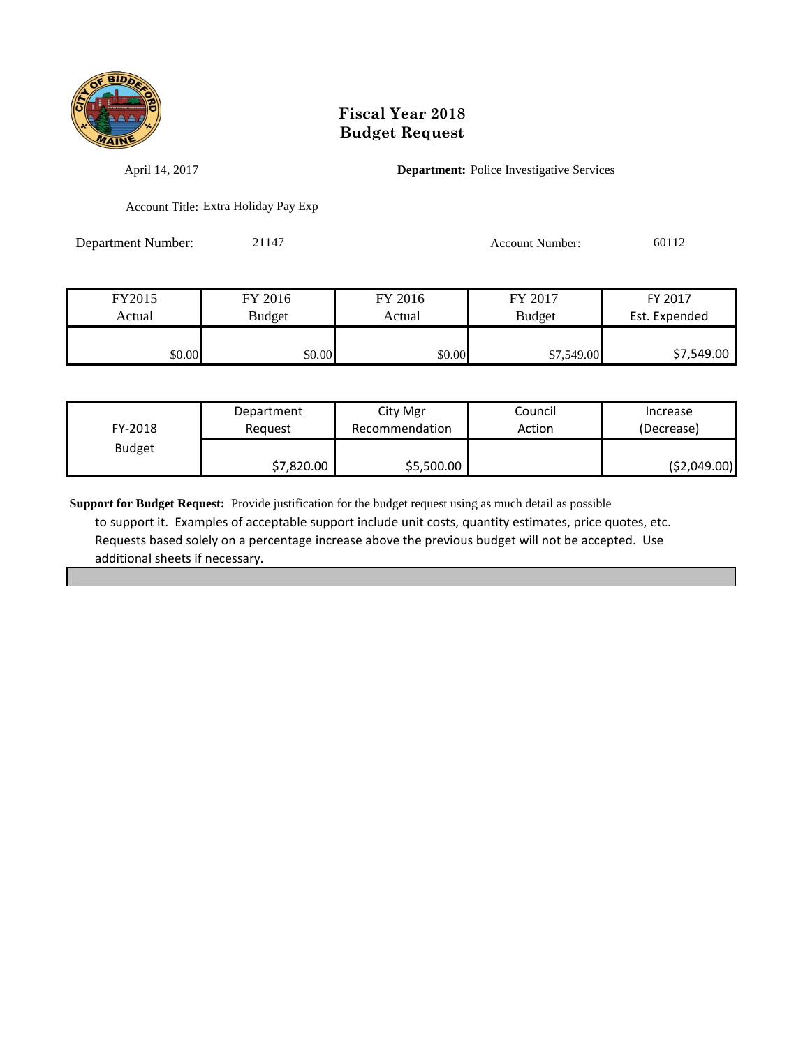# Fiscal Year 2018
# Budget Request

April 14, 2017

**Department:** Police Investigative Services

Account Title: Extra Holiday Pay Exp

Department Number: 21147

Account Number: 60112

| FY2015 Actual | FY 2016 Budget | FY 2016 Actual | FY 2017 Budget | FY 2017 Est. Expended |
|---|---|---|---|---|
| $0.00 | $0.00 | $0.00 | $7,549.00 | $7,549.00 |

| FY-2018 Budget | Department Request | City Mgr Recommendation | Council Action | Increase (Decrease) |
|---|---|---|---|---|
| | $7,820.00 | $5,500.00 | | ($2,049.00) |

**Support for Budget Request:** Provide justification for the budget request using as much detail as possible to support it. Examples of acceptable support include unit costs, quantity estimates, price quotes, etc. Requests based solely on a percentage increase above the previous budget will not be accepted. Use additional sheets if necessary.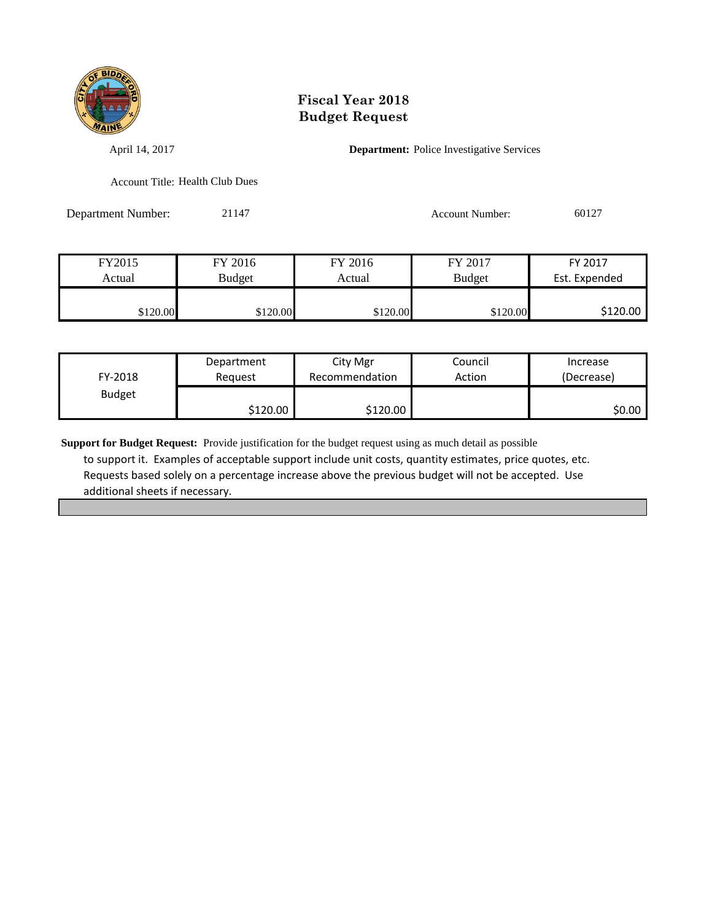# Fiscal Year 2018
# Budget Request

April 14, 2017

**Department:** Police Investigative Services

Account Title: Health Club Dues

Department Number: 21147

Account Number: 60127

| FY2015 Actual | FY 2016 Budget | FY 2016 Actual | FY 2017 Budget | FY 2017 Est. Expended |
|---|---|---|---|---|
| $120.00 | $120.00 | $120.00 | $120.00 | $120.00 |

| FY-2018 Budget | Department Request | City Mgr Recommendation | Council Action | Increase (Decrease) |
|---|---|---|---|---|
| | $120.00 | $120.00 | | $0.00 |

**Support for Budget Request:** Provide justification for the budget request using as much detail as possible to support it. Examples of acceptable support include unit costs, quantity estimates, price quotes, etc. Requests based solely on a percentage increase above the previous budget will not be accepted. Use additional sheets if necessary.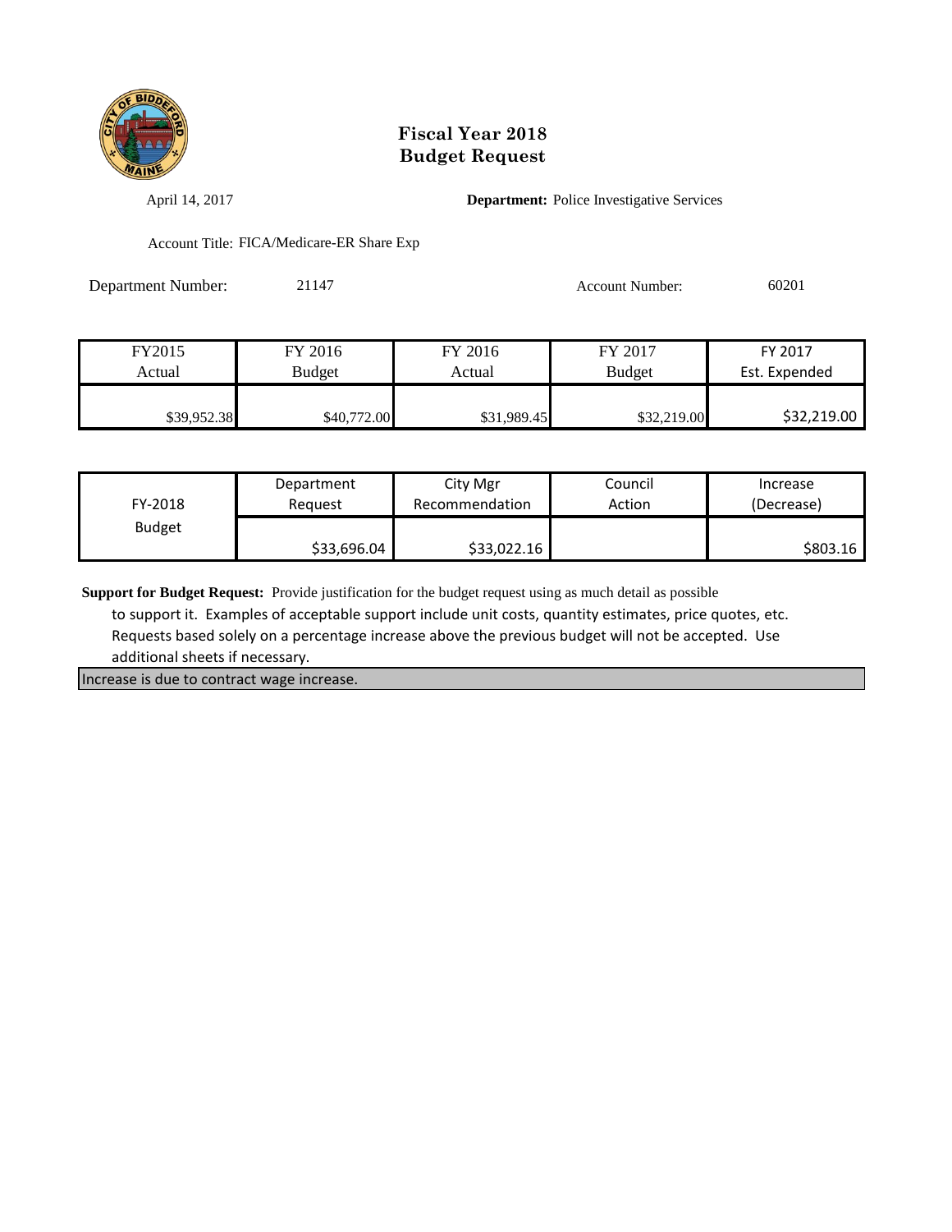# Fiscal Year 2018
# Budget Request

April 14, 2017 **Department:** Police Investigative Services

Account Title: FICA/Medicare-ER Share Exp

Department Number: 21147 Account Number: 60201

| FY2015 Actual | FY 2016 Budget | FY 2016 Actual | FY 2017 Budget | FY 2017 Est. Expended |
|---|---|---|---|---|
| $39,952.38 | $40,772.00 | $31,989.45 | $32,219.00 | $32,219.00 |

| FY-2018 Budget | Department Request | City Mgr Recommendation | Council Action | Increase (Decrease) |
|---|---|---|---|---|
| | $33,696.04 | $33,022.16 | | $803.16 |

**Support for Budget Request:** Provide justification for the budget request using as much detail as possible to support it. Examples of acceptable support include unit costs, quantity estimates, price quotes, etc. Requests based solely on a percentage increase above the previous budget will not be accepted. Use additional sheets if necessary.

Increase is due to contract wage increase.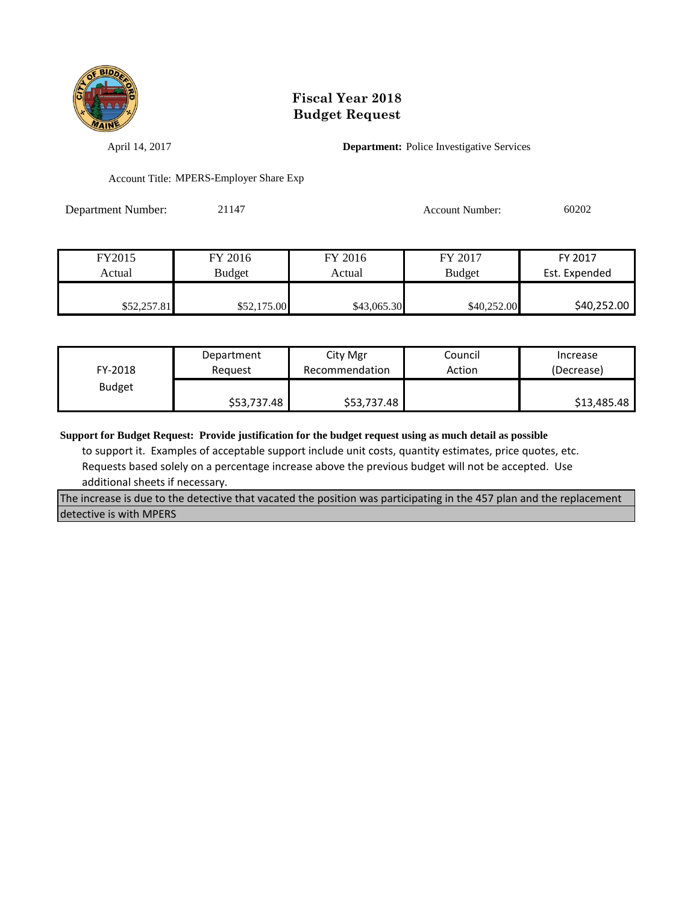# Fiscal Year 2018
# Budget Request

April 14, 2017

**Department:** Police Investigative Services

Account Title: MPERS-Employer Share Exp

Department Number: 21147

Account Number: 60202

| FY2015 Actual | FY 2016 Budget | FY 2016 Actual | FY 2017 Budget | FY 2017 Est. Expended |
|---|---|---|---|---|
| $52,257.81 | $52,175.00 | $43,065.30 | $40,252.00 | $40,252.00 |

| FY-2018 Budget | Department Request | City Mgr Recommendation | Council Action | Increase (Decrease) |
|---|---|---|---|---|
| | $53,737.48 | $53,737.48 | | $13,485.48 |

**Support for Budget Request: Provide justification for the budget request using as much detail as possible** to support it. Examples of acceptable support include unit costs, quantity estimates, price quotes, etc. Requests based solely on a percentage increase above the previous budget will not be accepted. Use additional sheets if necessary.

The increase is due to the detective that vacated the position was participating in the 457 plan and the replacement detective is with MPERS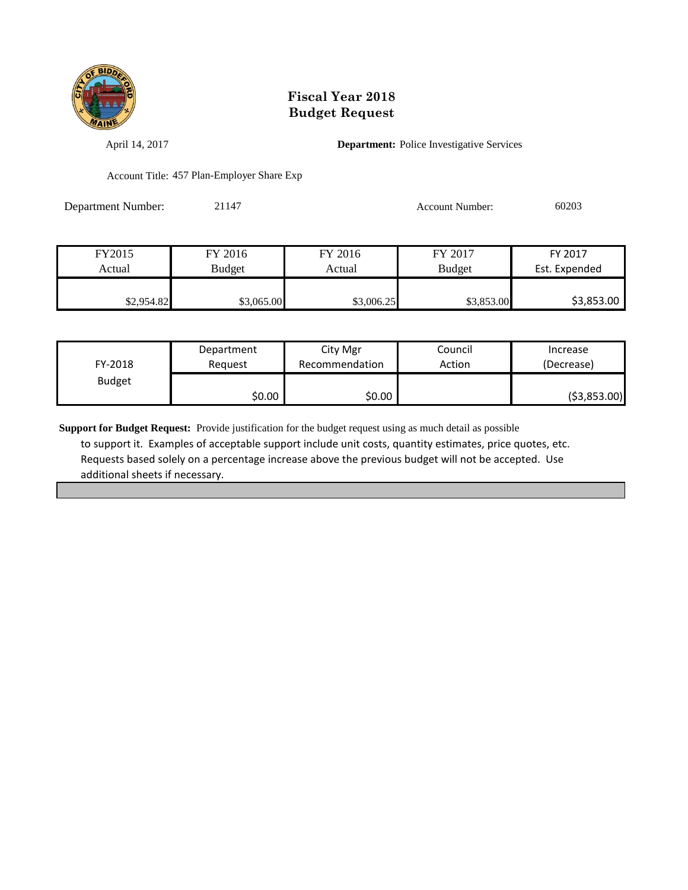# Fiscal Year 2018
# Budget Request

April 14, 2017

**Department:** Police Investigative Services

Account Title: 457 Plan-Employer Share Exp

Department Number: 21147

Account Number: 60203

| FY2015 Actual | FY 2016 Budget | FY 2016 Actual | FY 2017 Budget | FY 2017 Est. Expended |
|---|---|---|---|---|
| $2,954.82 | $3,065.00 | $3,006.25 | $3,853.00 | $3,853.00 |

| FY-2018 Budget | Department Request | City Mgr Recommendation | Council Action | Increase (Decrease) |
|---|---|---|---|---|
| | $0.00 | $0.00 | | ($3,853.00) |

**Support for Budget Request:** Provide justification for the budget request using as much detail as possible to support it. Examples of acceptable support include unit costs, quantity estimates, price quotes, etc. Requests based solely on a percentage increase above the previous budget will not be accepted. Use additional sheets if necessary.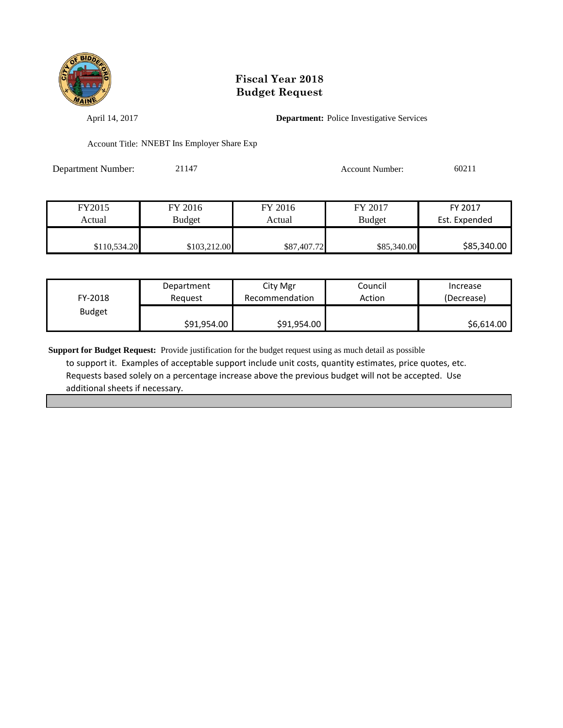# Fiscal Year 2018
# Budget Request

April 14, 2017

**Department:** Police Investigative Services

Account Title: NNEBT Ins Employer Share Exp

Department Number: 21147

Account Number: 60211

| FY2015 Actual | FY 2016 Budget | FY 2016 Actual | FY 2017 Budget | FY 2017 Est. Expended |
|---|---|---|---|---|
| $110,534.20 | $103,212.00 | $87,407.72 | $85,340.00 | $85,340.00 |

| FY-2018 Budget | Department Request | City Mgr Recommendation | Council Action | Increase (Decrease) |
|---|---|---|---|---|
| | $91,954.00 | $91,954.00 | | $6,614.00 |

**Support for Budget Request:** Provide justification for the budget request using as much detail as possible to support it. Examples of acceptable support include unit costs, quantity estimates, price quotes, etc. Requests based solely on a percentage increase above the previous budget will not be accepted. Use additional sheets if necessary.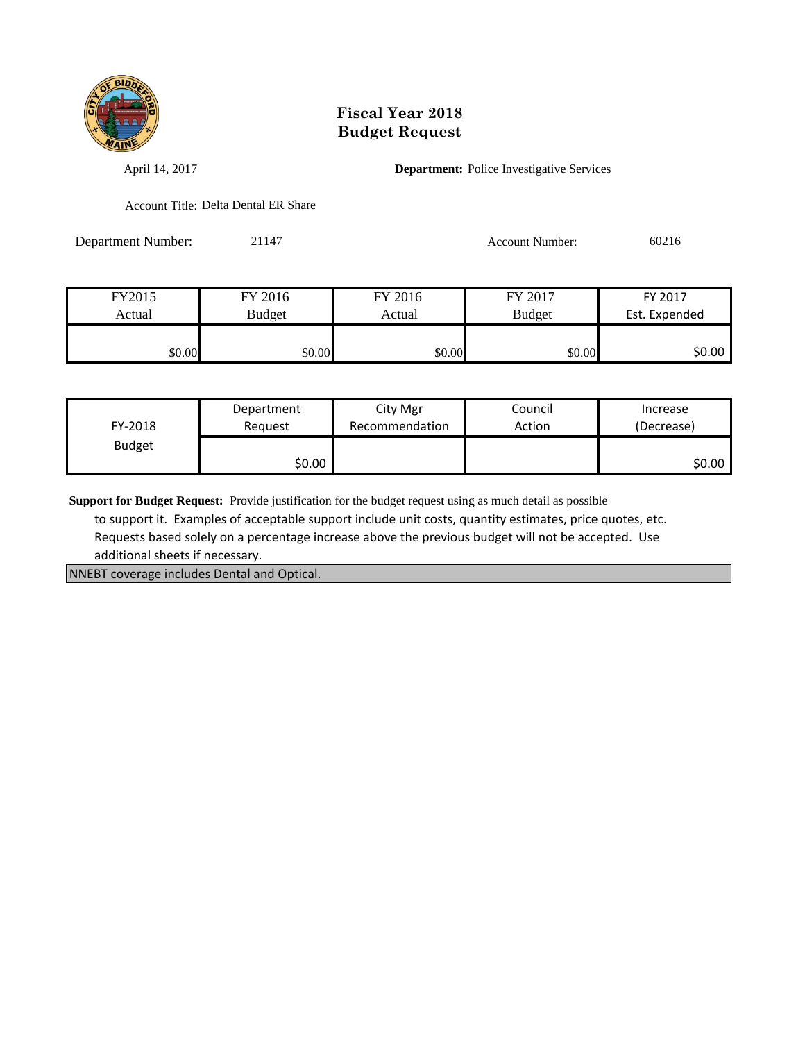# Fiscal Year 2018
# Budget Request

April 14, 2017

**Department:** Police Investigative Services

Account Title: Delta Dental ER Share

Department Number: 21147

Account Number: 60216

| FY2015 Actual | FY 2016 Budget | FY 2016 Actual | FY 2017 Budget | FY 2017 Est. Expended |
|---|---|---|---|---|
| $0.00 | $0.00 | $0.00 | $0.00 | $0.00 |

| FY-2018 Budget | Department Request | City Mgr Recommendation | Council Action | Increase (Decrease) |
|---|---|---|---|---|
| | $0.00 | | | $0.00 |

**Support for Budget Request:** Provide justification for the budget request using as much detail as possible to support it. Examples of acceptable support include unit costs, quantity estimates, price quotes, etc. Requests based solely on a percentage increase above the previous budget will not be accepted. Use additional sheets if necessary.

NNEBT coverage includes Dental and Optical.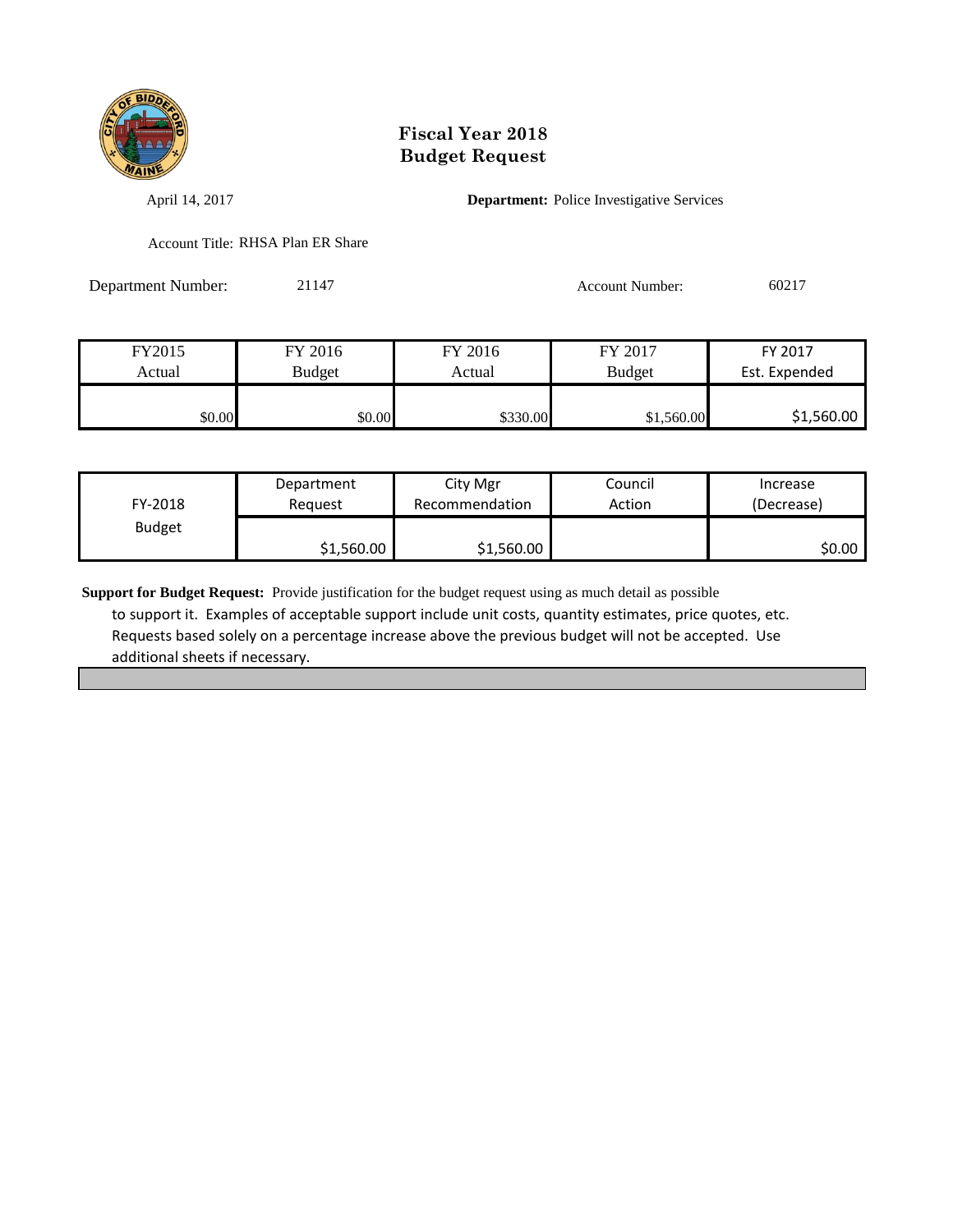# Fiscal Year 2018
# Budget Request

April 14, 2017

**Department:** Police Investigative Services

Account Title: RHSA Plan ER Share

Department Number: 21147

Account Number: 60217

| FY2015 Actual | FY 2016 Budget | FY 2016 Actual | FY 2017 Budget | FY 2017 Est. Expended |
|---|---|---|---|---|
| $0.00 | $0.00 | $330.00 | $1,560.00 | $1,560.00 |

| FY-2018 Budget | Department Request | City Mgr Recommendation | Council Action | Increase (Decrease) |
|---|---|---|---|---|
| | $1,560.00 | $1,560.00 | | $0.00 |

**Support for Budget Request:** Provide justification for the budget request using as much detail as possible to support it. Examples of acceptable support include unit costs, quantity estimates, price quotes, etc. Requests based solely on a percentage increase above the previous budget will not be accepted. Use additional sheets if necessary.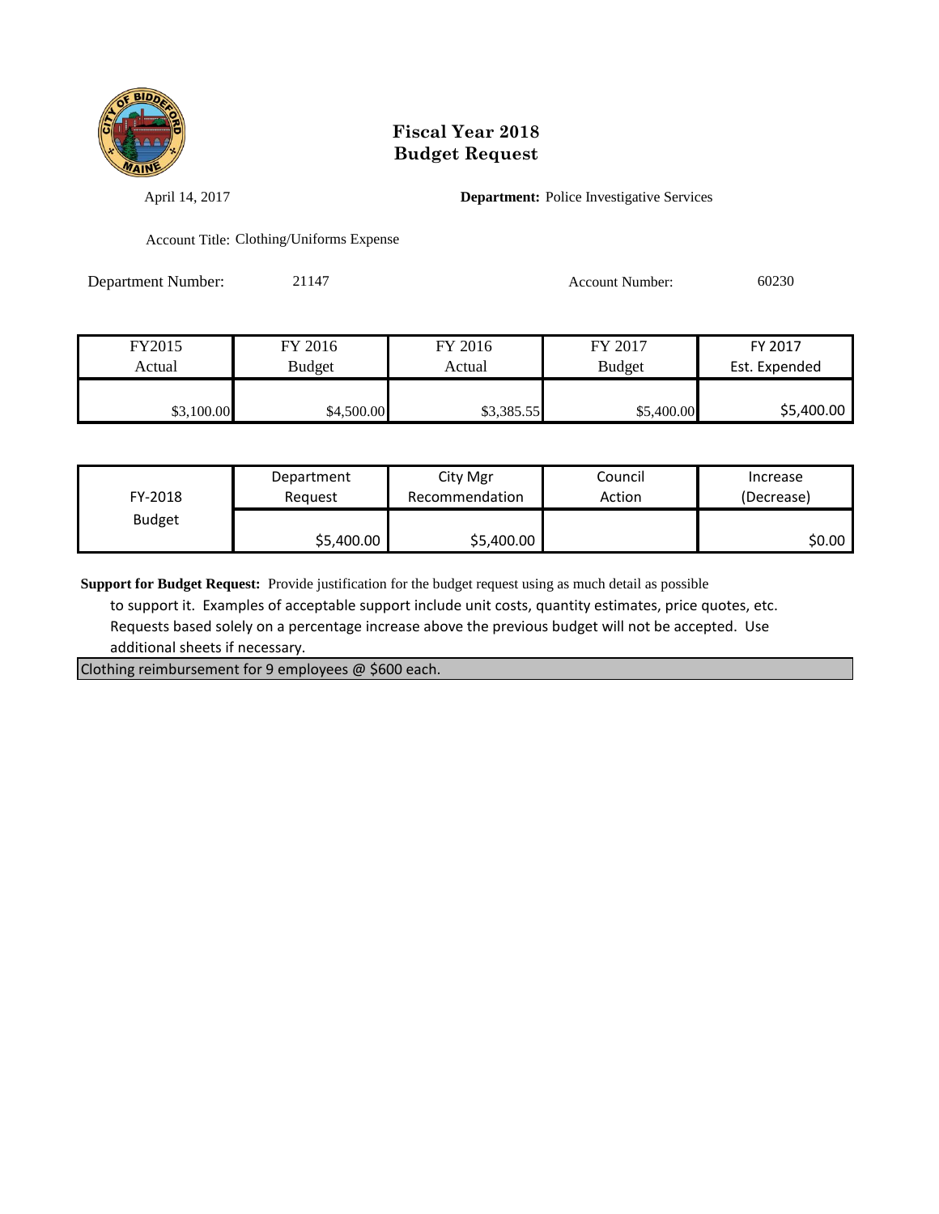# Fiscal Year 2018
# Budget Request

April 14, 2017

**Department:** Police Investigative Services

Account Title: Clothing/Uniforms Expense

Department Number: 21147

Account Number: 60230

| FY2015 Actual | FY 2016 Budget | FY 2016 Actual | FY 2017 Budget | FY 2017 Est. Expended |
|---|---|---|---|---|
| $3,100.00 | $4,500.00 | $3,385.55 | $5,400.00 | $5,400.00 |

| FY-2018 Budget | Department Request | City Mgr Recommendation | Council Action | Increase (Decrease) |
|---|---|---|---|---|
| | $5,400.00 | $5,400.00 | | $0.00 |

**Support for Budget Request:** Provide justification for the budget request using as much detail as possible to support it. Examples of acceptable support include unit costs, quantity estimates, price quotes, etc. Requests based solely on a percentage increase above the previous budget will not be accepted. Use additional sheets if necessary.

Clothing reimbursement for 9 employees @ $600 each.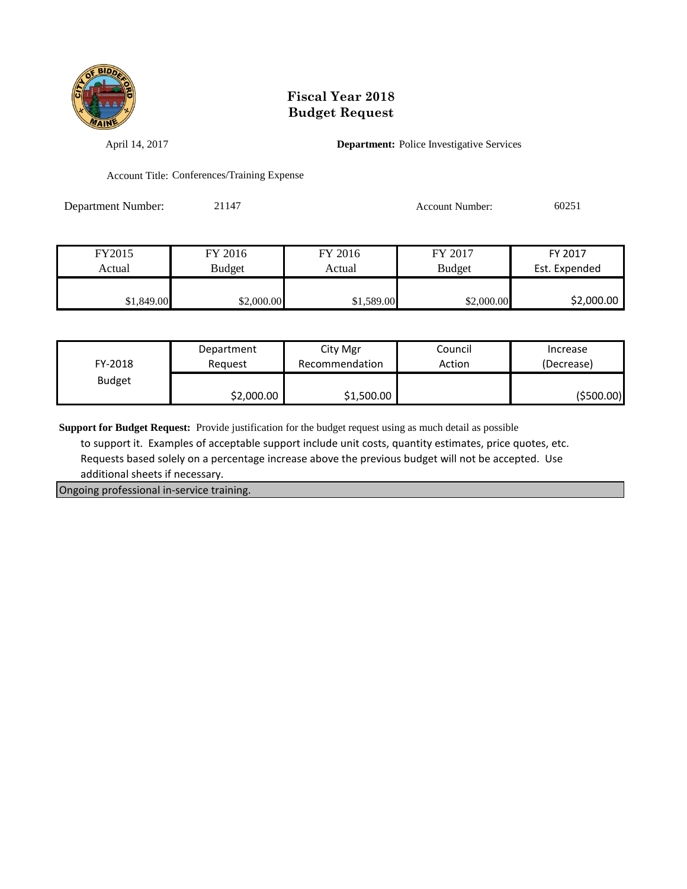# Fiscal Year 2018
# Budget Request

April 14, 2017

**Department:** Police Investigative Services

Account Title: Conferences/Training Expense

Department Number: 21147

Account Number: 60251

| FY2015 Actual | FY 2016 Budget | FY 2016 Actual | FY 2017 Budget | FY 2017 Est. Expended |
|---|---|---|---|---|
| $1,849.00 | $2,000.00 | $1,589.00 | $2,000.00 | $2,000.00 |

| FY-2018 Budget | Department Request | City Mgr Recommendation | Council Action | Increase (Decrease) |
|---|---|---|---|---|
| | $2,000.00 | $1,500.00 | | ($500.00) |

**Support for Budget Request:** Provide justification for the budget request using as much detail as possible to support it. Examples of acceptable support include unit costs, quantity estimates, price quotes, etc. Requests based solely on a percentage increase above the previous budget will not be accepted. Use additional sheets if necessary.

Ongoing professional in-service training.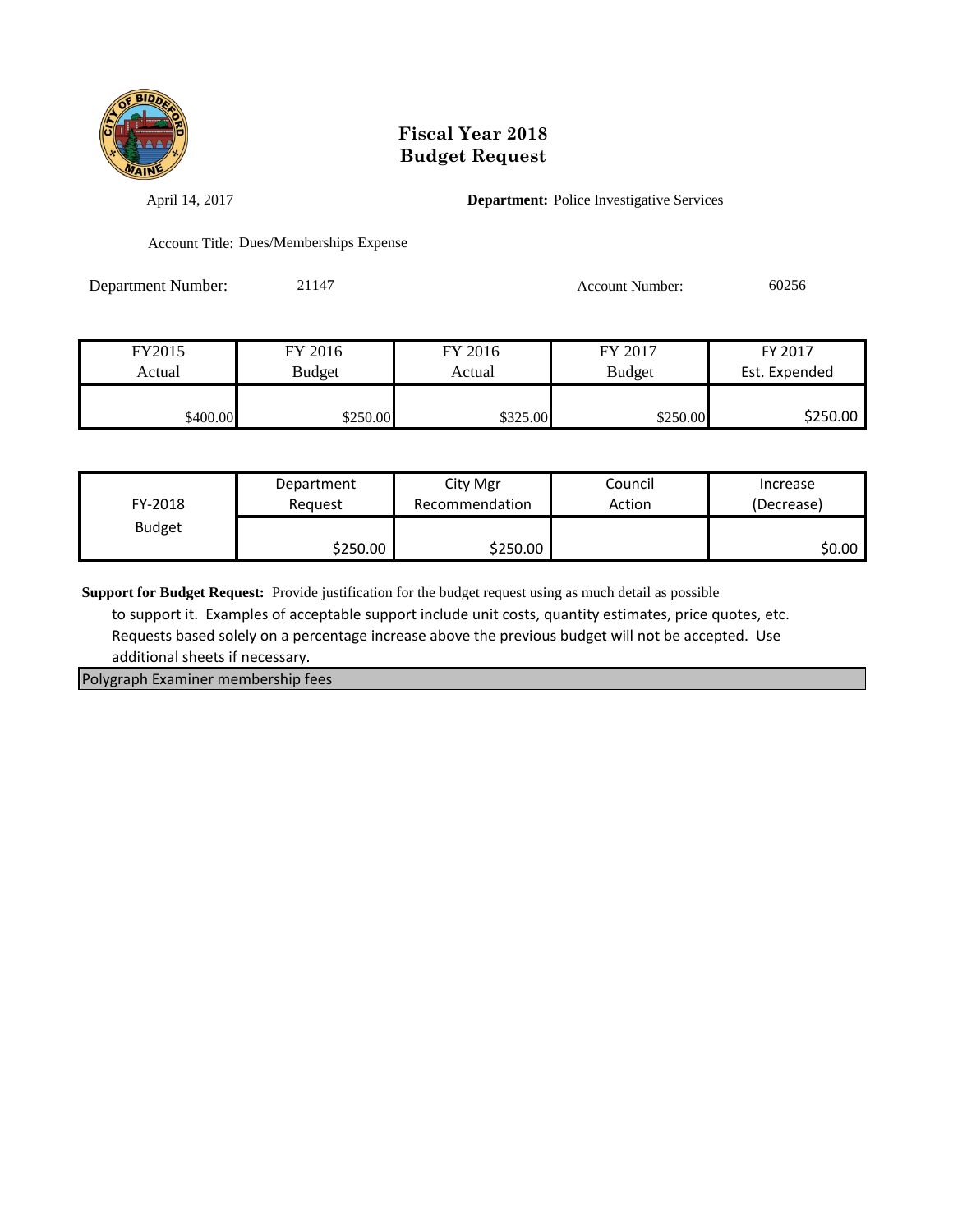# Fiscal Year 2018
# Budget Request

April 14, 2017 **Department:** Police Investigative Services

Account Title: Dues/Memberships Expense

Department Number: 21147 Account Number: 60256

| FY2015 Actual | FY 2016 Budget | FY 2016 Actual | FY 2017 Budget | FY 2017 Est. Expended |
|---|---|---|---|---|
| $400.00 | $250.00 | $325.00 | $250.00 | $250.00 |

| FY-2018 Budget | Department Request | City Mgr Recommendation | Council Action | Increase (Decrease) |
|---|---|---|---|---|
| | $250.00 | $250.00 | | $0.00 |

**Support for Budget Request:** Provide justification for the budget request using as much detail as possible to support it. Examples of acceptable support include unit costs, quantity estimates, price quotes, etc. Requests based solely on a percentage increase above the previous budget will not be accepted. Use additional sheets if necessary.

Polygraph Examiner membership fees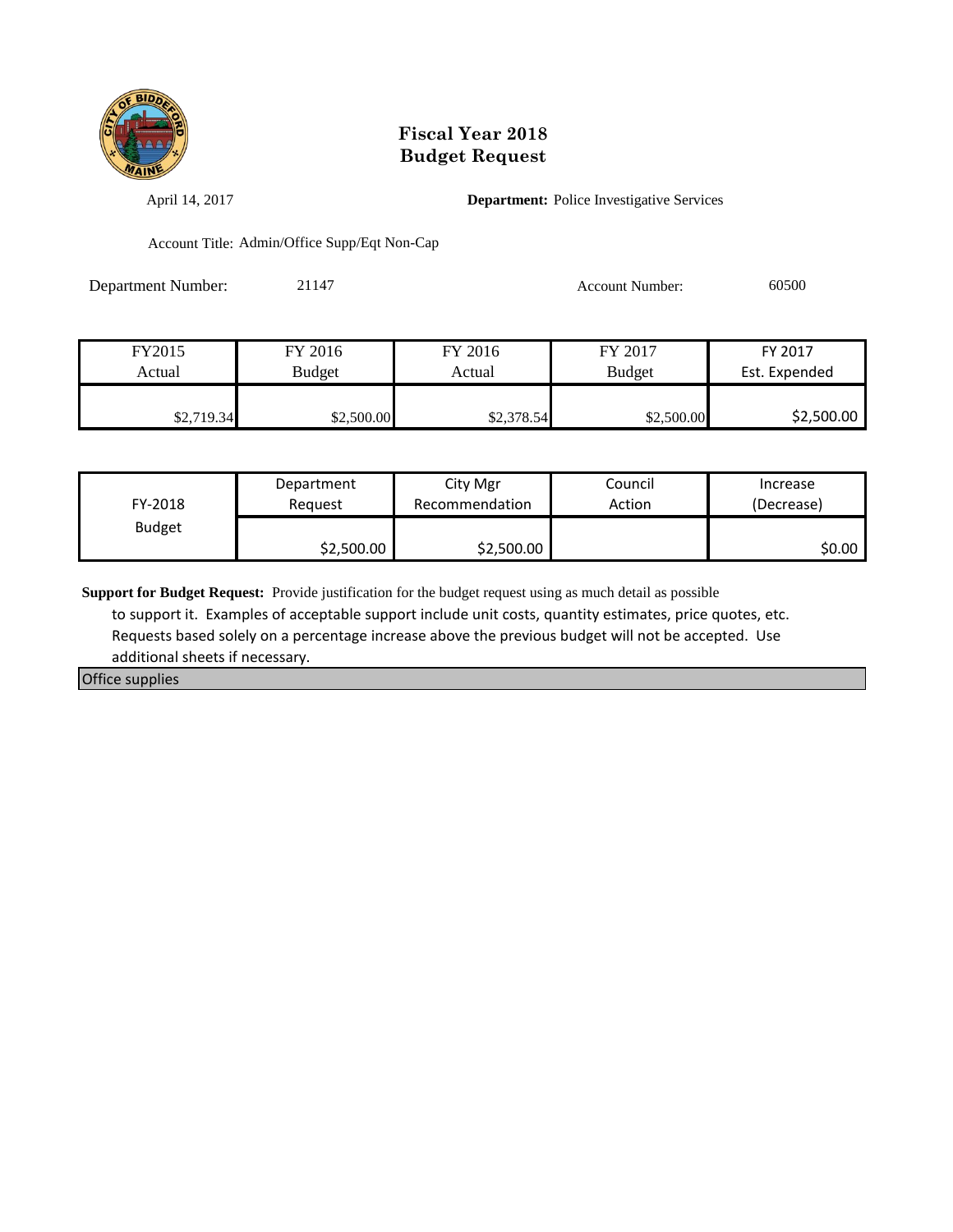# Fiscal Year 2018
# Budget Request

April 14, 2017

**Department:** Police Investigative Services

Account Title: Admin/Office Supp/Eqt Non-Cap

Department Number: 21147

Account Number: 60500

| FY2015 Actual | FY 2016 Budget | FY 2016 Actual | FY 2017 Budget | FY 2017 Est. Expended |
|---|---|---|---|---|
| $2,719.34 | $2,500.00 | $2,378.54 | $2,500.00 | $2,500.00 |

| FY-2018 Budget | Department Request | City Mgr Recommendation | Council Action | Increase (Decrease) |
|---|---|---|---|---|
| | $2,500.00 | $2,500.00 | | $0.00 |

**Support for Budget Request:** Provide justification for the budget request using as much detail as possible to support it. Examples of acceptable support include unit costs, quantity estimates, price quotes, etc. Requests based solely on a percentage increase above the previous budget will not be accepted. Use additional sheets if necessary.

Office supplies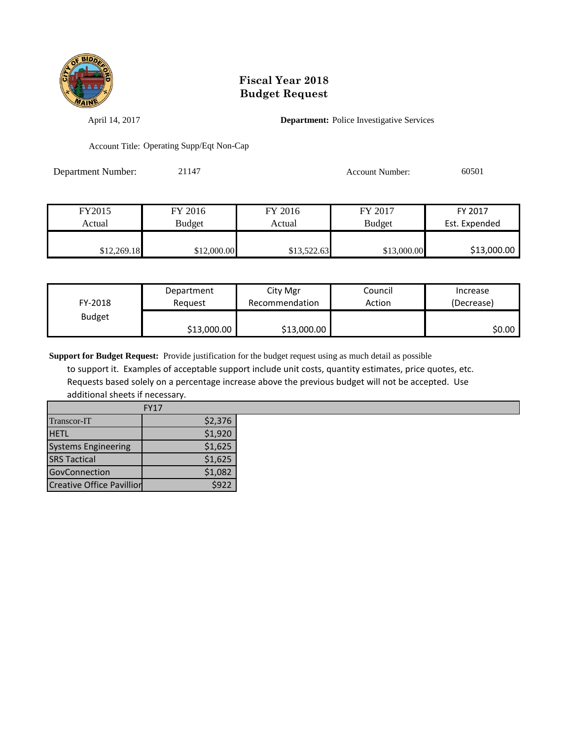# Fiscal Year 2018
# Budget Request

April 14, 2017

**Department:** Police Investigative Services

Account Title: Operating Supp/Eqt Non-Cap

Department Number: 21147

Account Number: 60501

| FY2015 Actual | FY 2016 Budget | FY 2016 Actual | FY 2017 Budget | FY 2017 Est. Expended |
|---|---|---|---|---|
| $12,269.18 | $12,000.00 | $13,522.63 | $13,000.00 | $13,000.00 |

| FY-2018 Budget | Department Request | City Mgr Recommendation | Council Action | Increase (Decrease) |
|---|---|---|---|---|
| | $13,000.00 | $13,000.00 | | $0.00 |

**Support for Budget Request:** Provide justification for the budget request using as much detail as possible to support it. Examples of acceptable support include unit costs, quantity estimates, price quotes, etc. Requests based solely on a percentage increase above the previous budget will not be accepted. Use additional sheets if necessary.

| | FY17 |
|---|---|
| Transcor-IT | $2,376 |
| HETL | $1,920 |
| Systems Engineering | $1,625 |
| SRS Tactical | $1,625 |
| GovConnection | $1,082 |
| Creative Office Pavillion | $922 |